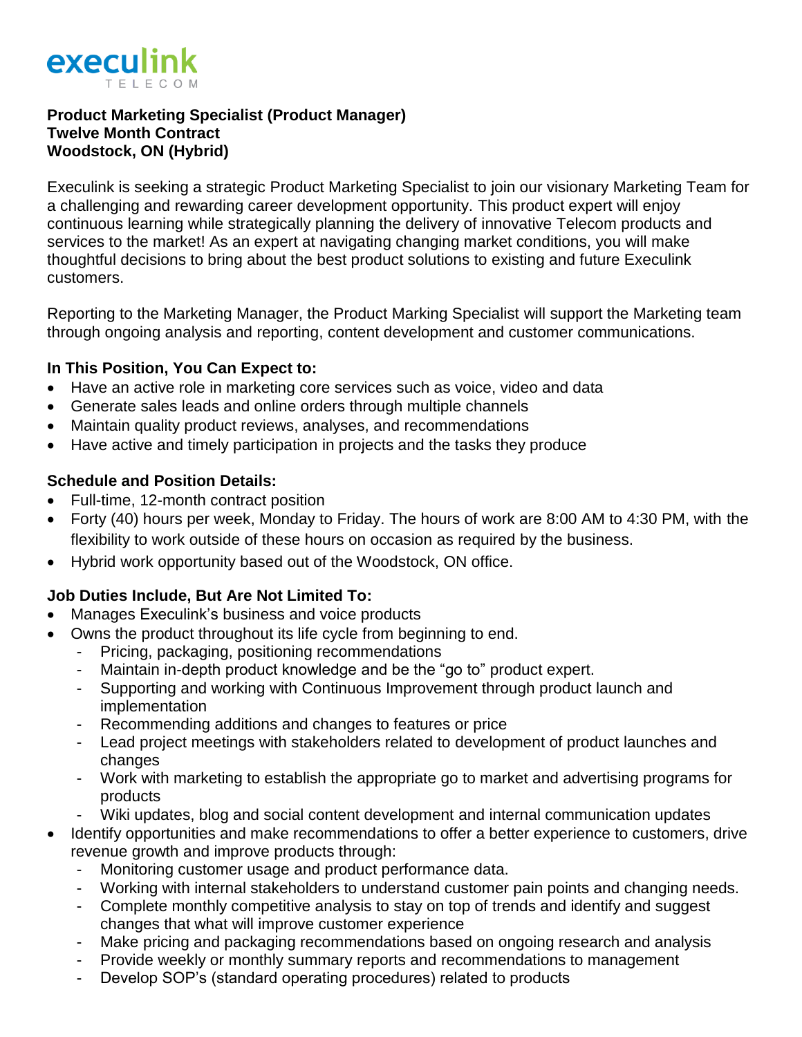execulink TELECOM

**Product Marketing Specialist (Product Manager)**
**Twelve Month Contract**
**Woodstock, ON (Hybrid)**

Execulink is seeking a strategic Product Marketing Specialist to join our visionary Marketing Team for a challenging and rewarding career development opportunity. This product expert will enjoy continuous learning while strategically planning the delivery of innovative Telecom products and services to the market! As an expert at navigating changing market conditions, you will make thoughtful decisions to bring about the best product solutions to existing and future Execulink customers.

Reporting to the Marketing Manager, the Product Marking Specialist will support the Marketing team through ongoing analysis and reporting, content development and customer communications.

**In This Position, You Can Expect to:**

- Have an active role in marketing core services such as voice, video and data
- Generate sales leads and online orders through multiple channels
- Maintain quality product reviews, analyses, and recommendations
- Have active and timely participation in projects and the tasks they produce

**Schedule and Position Details:**

- Full-time, 12-month contract position
- Forty (40) hours per week, Monday to Friday. The hours of work are 8:00 AM to 4:30 PM, with the flexibility to work outside of these hours on occasion as required by the business.
- Hybrid work opportunity based out of the Woodstock, ON office.

**Job Duties Include, But Are Not Limited To:**

- Manages Execulink's business and voice products
- Owns the product throughout its life cycle from beginning to end.
  - Pricing, packaging, positioning recommendations
  - Maintain in-depth product knowledge and be the "go to" product expert.
  - Supporting and working with Continuous Improvement through product launch and implementation
  - Recommending additions and changes to features or price
  - Lead project meetings with stakeholders related to development of product launches and changes
  - Work with marketing to establish the appropriate go to market and advertising programs for products
  - Wiki updates, blog and social content development and internal communication updates
- Identify opportunities and make recommendations to offer a better experience to customers, drive revenue growth and improve products through:
  - Monitoring customer usage and product performance data.
  - Working with internal stakeholders to understand customer pain points and changing needs.
  - Complete monthly competitive analysis to stay on top of trends and identify and suggest changes that what will improve customer experience
  - Make pricing and packaging recommendations based on ongoing research and analysis
  - Provide weekly or monthly summary reports and recommendations to management
  - Develop SOP's (standard operating procedures) related to products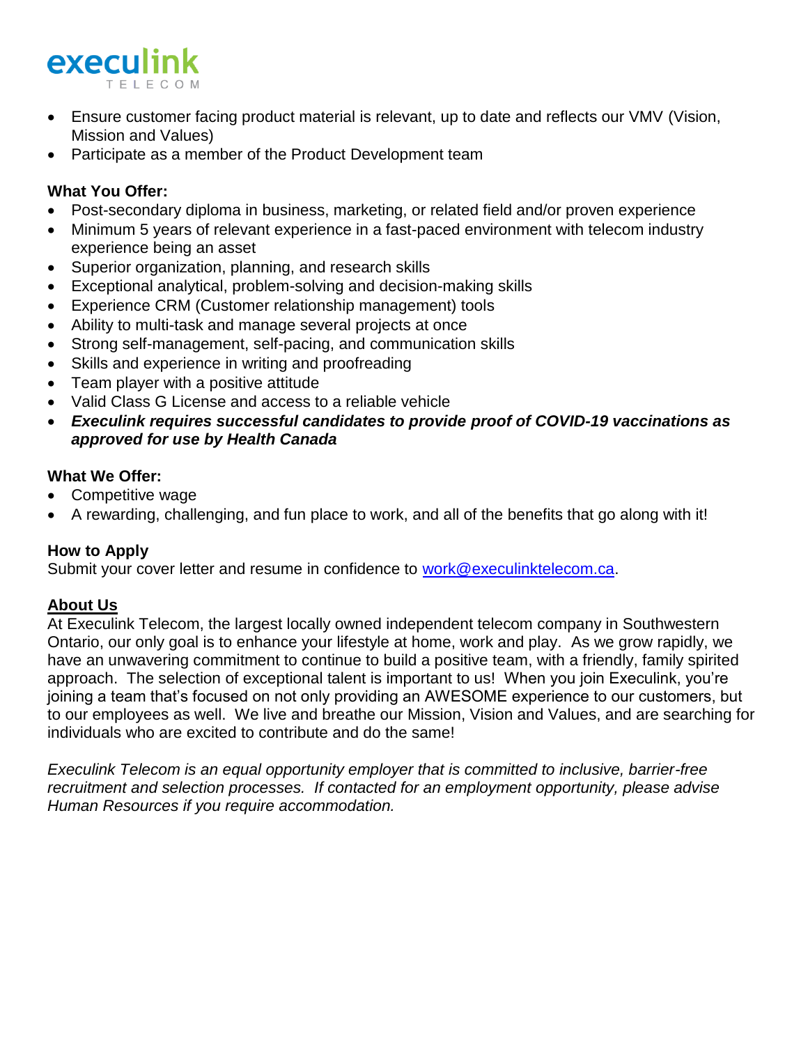- Ensure customer facing product material is relevant, up to date and reflects our VMV (Vision, Mission and Values)
- Participate as a member of the Product Development team

**What You Offer:**

- Post-secondary diploma in business, marketing, or related field and/or proven experience
- Minimum 5 years of relevant experience in a fast-paced environment with telecom industry experience being an asset
- Superior organization, planning, and research skills
- Exceptional analytical, problem-solving and decision-making skills
- Experience CRM (Customer relationship management) tools
- Ability to multi-task and manage several projects at once
- Strong self-management, self-pacing, and communication skills
- Skills and experience in writing and proofreading
- Team player with a positive attitude
- Valid Class G License and access to a reliable vehicle
- ***Execulink requires successful candidates to provide proof of COVID-19 vaccinations as approved for use by Health Canada***

**What We Offer:**

- Competitive wage
- A rewarding, challenging, and fun place to work, and all of the benefits that go along with it!

**How to Apply**

Submit your cover letter and resume in confidence to work@execulinktelecom.ca.

**About Us**

At Execulink Telecom, the largest locally owned independent telecom company in Southwestern Ontario, our only goal is to enhance your lifestyle at home, work and play. As we grow rapidly, we have an unwavering commitment to continue to build a positive team, with a friendly, family spirited approach. The selection of exceptional talent is important to us! When you join Execulink, you're joining a team that's focused on not only providing an AWESOME experience to our customers, but to our employees as well. We live and breathe our Mission, Vision and Values, and are searching for individuals who are excited to contribute and do the same!

*Execulink Telecom is an equal opportunity employer that is committed to inclusive, barrier-free recruitment and selection processes. If contacted for an employment opportunity, please advise Human Resources if you require accommodation.*